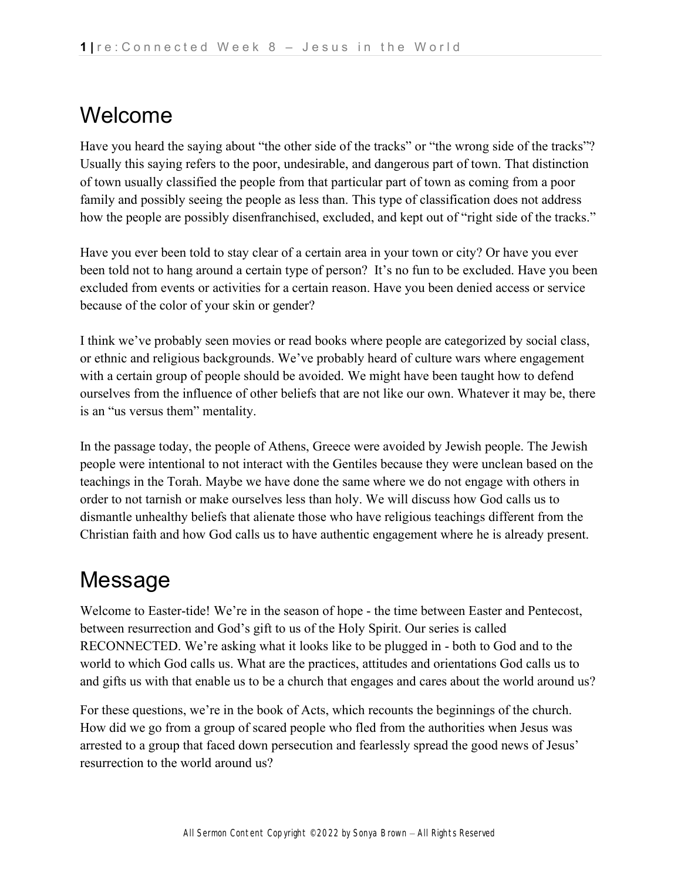# Welcome

Have you heard the saying about "the other side of the tracks" or "the wrong side of the tracks"? Usually this saying refers to the poor, undesirable, and dangerous part of town. That distinction of town usually classified the people from that particular part of town as coming from a poor family and possibly seeing the people as less than. This type of classification does not address how the people are possibly disenfranchised, excluded, and kept out of "right side of the tracks."

Have you ever been told to stay clear of a certain area in your town or city? Or have you ever been told not to hang around a certain type of person? It's no fun to be excluded. Have you been excluded from events or activities for a certain reason. Have you been denied access or service because of the color of your skin or gender?

I think we've probably seen movies or read books where people are categorized by social class, or ethnic and religious backgrounds. We've probably heard of culture wars where engagement with a certain group of people should be avoided. We might have been taught how to defend ourselves from the influence of other beliefs that are not like our own. Whatever it may be, there is an "us versus them" mentality.

In the passage today, the people of Athens, Greece were avoided by Jewish people. The Jewish people were intentional to not interact with the Gentiles because they were unclean based on the teachings in the Torah. Maybe we have done the same where we do not engage with others in order to not tarnish or make ourselves less than holy. We will discuss how God calls us to dismantle unhealthy beliefs that alienate those who have religious teachings different from the Christian faith and how God calls us to have authentic engagement where he is already present.

# Message

Welcome to Easter-tide! We're in the season of hope - the time between Easter and Pentecost, between resurrection and God's gift to us of the Holy Spirit. Our series is called RECONNECTED. We're asking what it looks like to be plugged in - both to God and to the world to which God calls us. What are the practices, attitudes and orientations God calls us to and gifts us with that enable us to be a church that engages and cares about the world around us?

For these questions, we're in the book of Acts, which recounts the beginnings of the church. How did we go from a group of scared people who fled from the authorities when Jesus was arrested to a group that faced down persecution and fearlessly spread the good news of Jesus' resurrection to the world around us?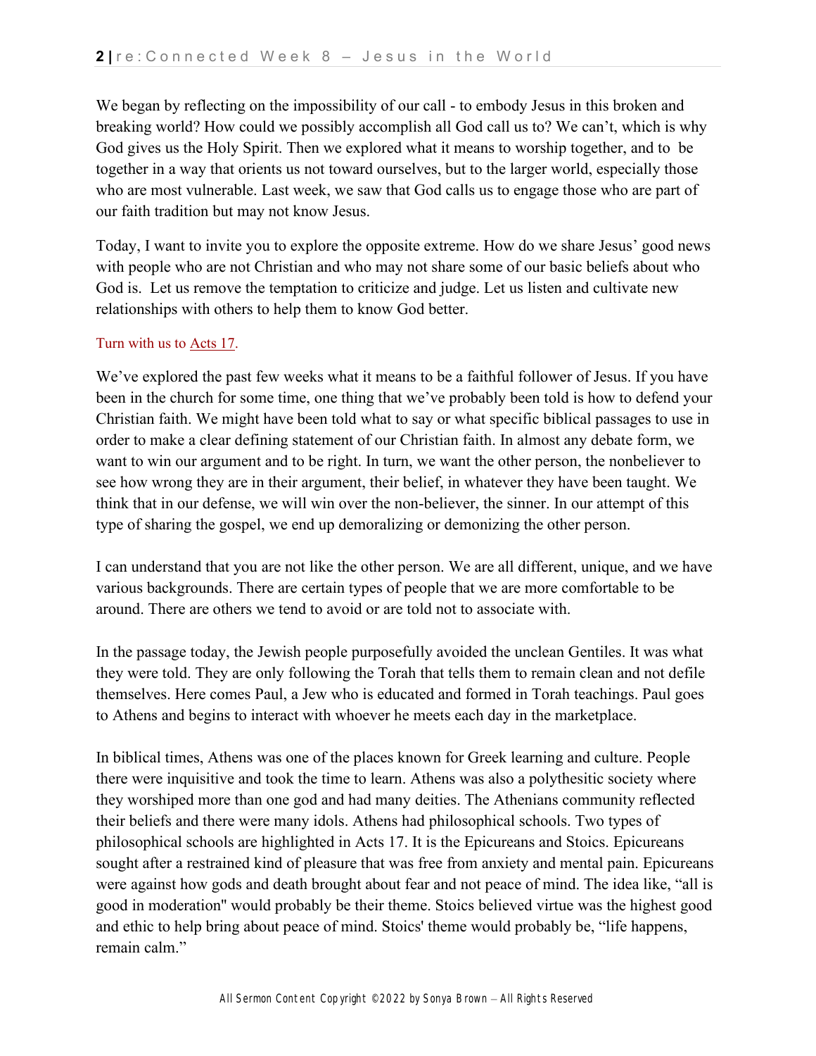We began by reflecting on the impossibility of our call - to embody Jesus in this broken and breaking world? How could we possibly accomplish all God call us to? We can't, which is why God gives us the Holy Spirit. Then we explored what it means to worship together, and to be together in a way that orients us not toward ourselves, but to the larger world, especially those who are most vulnerable. Last week, we saw that God calls us to engage those who are part of our faith tradition but may not know Jesus.

Today, I want to invite you to explore the opposite extreme. How do we share Jesus' good news with people who are not Christian and who may not share some of our basic beliefs about who God is. Let us remove the temptation to criticize and judge. Let us listen and cultivate new relationships with others to help them to know God better.

Turn with us to Acts 17.

We've explored the past few weeks what it means to be a faithful follower of Jesus. If you have been in the church for some time, one thing that we've probably been told is how to defend your Christian faith. We might have been told what to say or what specific biblical passages to use in order to make a clear defining statement of our Christian faith. In almost any debate form, we want to win our argument and to be right. In turn, we want the other person, the nonbeliever to see how wrong they are in their argument, their belief, in whatever they have been taught. We think that in our defense, we will win over the non-believer, the sinner. In our attempt of this type of sharing the gospel, we end up demoralizing or demonizing the other person.

I can understand that you are not like the other person. We are all different, unique, and we have various backgrounds. There are certain types of people that we are more comfortable to be around. There are others we tend to avoid or are told not to associate with.

In the passage today, the Jewish people purposefully avoided the unclean Gentiles. It was what they were told. They are only following the Torah that tells them to remain clean and not defile themselves. Here comes Paul, a Jew who is educated and formed in Torah teachings. Paul goes to Athens and begins to interact with whoever he meets each day in the marketplace.

In biblical times, Athens was one of the places known for Greek learning and culture. People there were inquisitive and took the time to learn. Athens was also a polythesitic society where they worshiped more than one god and had many deities. The Athenians community reflected their beliefs and there were many idols. Athens had philosophical schools. Two types of philosophical schools are highlighted in Acts 17. It is the Epicureans and Stoics. Epicureans sought after a restrained kind of pleasure that was free from anxiety and mental pain. Epicureans were against how gods and death brought about fear and not peace of mind. The idea like, "all is good in moderation" would probably be their theme. Stoics believed virtue was the highest good and ethic to help bring about peace of mind. Stoics' theme would probably be, "life happens, remain calm."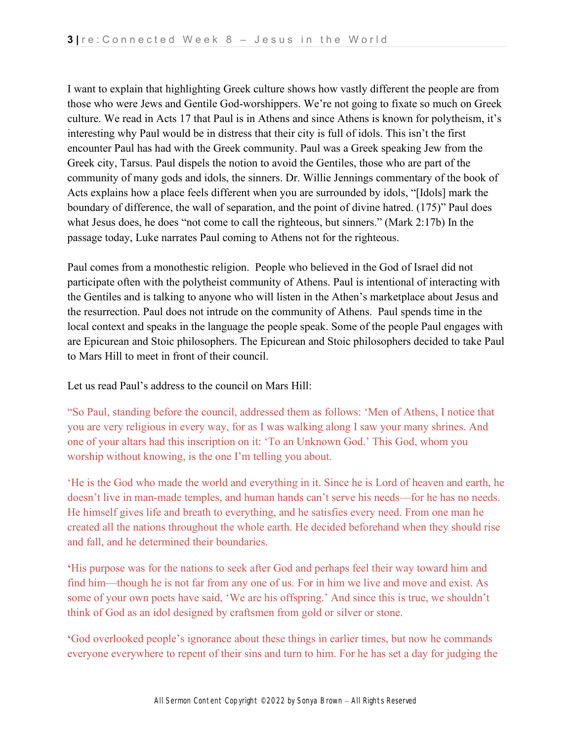I want to explain that highlighting Greek culture shows how vastly different the people are from those who were Jews and Gentile God-worshippers. We're not going to fixate so much on Greek culture. We read in Acts 17 that Paul is in Athens and since Athens is known for polytheism, it's interesting why Paul would be in distress that their city is full of idols. This isn't the first encounter Paul has had with the Greek community. Paul was a Greek speaking Jew from the Greek city, Tarsus. Paul dispels the notion to avoid the Gentiles, those who are part of the community of many gods and idols, the sinners. Dr. Willie Jennings commentary of the book of Acts explains how a place feels different when you are surrounded by idols, "[Idols] mark the boundary of difference, the wall of separation, and the point of divine hatred. (175)" Paul does what Jesus does, he does "not come to call the righteous, but sinners." (Mark 2:17b) In the passage today, Luke narrates Paul coming to Athens not for the righteous.

Paul comes from a monothestic religion. People who believed in the God of Israel did not participate often with the polytheist community of Athens. Paul is intentional of interacting with the Gentiles and is talking to anyone who will listen in the Athen's marketplace about Jesus and the resurrection. Paul does not intrude on the community of Athens. Paul spends time in the local context and speaks in the language the people speak. Some of the people Paul engages with are Epicurean and Stoic philosophers. The Epicurean and Stoic philosophers decided to take Paul to Mars Hill to meet in front of their council.

Let us read Paul's address to the council on Mars Hill:

"So Paul, standing before the council, addressed them as follows: 'Men of Athens, I notice that you are very religious in every way, for as I was walking along I saw your many shrines. And one of your altars had this inscription on it: 'To an Unknown God.' This God, whom you worship without knowing, is the one I'm telling you about.

'He is the God who made the world and everything in it. Since he is Lord of heaven and earth, he doesn't live in man-made temples, and human hands can't serve his needs—for he has no needs. He himself gives life and breath to everything, and he satisfies every need. From one man he created all the nations throughout the whole earth. He decided beforehand when they should rise and fall, and he determined their boundaries.

'His purpose was for the nations to seek after God and perhaps feel their way toward him and find him—though he is not far from any one of us. For in him we live and move and exist. As some of your own poets have said, 'We are his offspring.' And since this is true, we shouldn't think of God as an idol designed by craftsmen from gold or silver or stone.

'God overlooked people's ignorance about these things in earlier times, but now he commands everyone everywhere to repent of their sins and turn to him. For he has set a day for judging the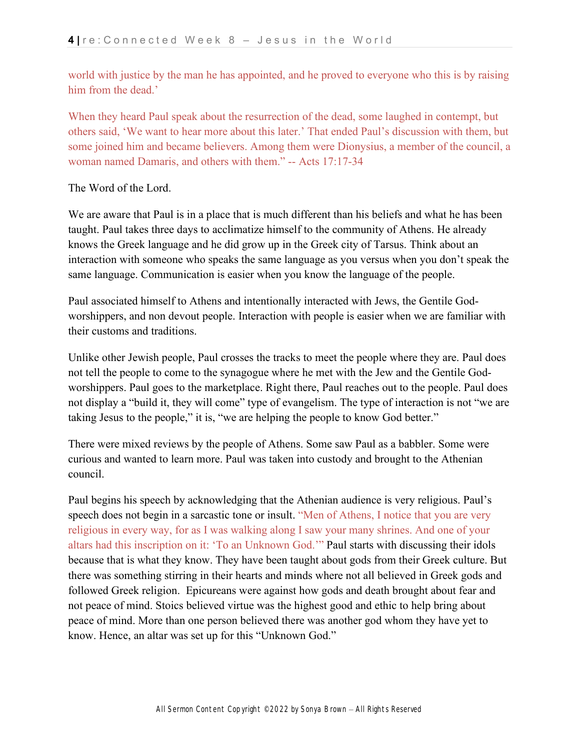world with justice by the man he has appointed, and he proved to everyone who this is by raising him from the dead.'

When they heard Paul speak about the resurrection of the dead, some laughed in contempt, but others said, 'We want to hear more about this later.' That ended Paul's discussion with them, but some joined him and became believers. Among them were Dionysius, a member of the council, a woman named Damaris, and others with them." -- Acts 17:17-34

The Word of the Lord.

We are aware that Paul is in a place that is much different than his beliefs and what he has been taught. Paul takes three days to acclimatize himself to the community of Athens. He already knows the Greek language and he did grow up in the Greek city of Tarsus. Think about an interaction with someone who speaks the same language as you versus when you don't speak the same language. Communication is easier when you know the language of the people.

Paul associated himself to Athens and intentionally interacted with Jews, the Gentile God-worshippers, and non devout people. Interaction with people is easier when we are familiar with their customs and traditions.

Unlike other Jewish people, Paul crosses the tracks to meet the people where they are. Paul does not tell the people to come to the synagogue where he met with the Jew and the Gentile God-worshippers. Paul goes to the marketplace. Right there, Paul reaches out to the people. Paul does not display a "build it, they will come" type of evangelism. The type of interaction is not "we are taking Jesus to the people," it is, "we are helping the people to know God better."

There were mixed reviews by the people of Athens. Some saw Paul as a babbler. Some were curious and wanted to learn more. Paul was taken into custody and brought to the Athenian council.

Paul begins his speech by acknowledging that the Athenian audience is very religious. Paul's speech does not begin in a sarcastic tone or insult. "Men of Athens, I notice that you are very religious in every way, for as I was walking along I saw your many shrines. And one of your altars had this inscription on it: 'To an Unknown God.'" Paul starts with discussing their idols because that is what they know. They have been taught about gods from their Greek culture. But there was something stirring in their hearts and minds where not all believed in Greek gods and followed Greek religion. Epicureans were against how gods and death brought about fear and not peace of mind. Stoics believed virtue was the highest good and ethic to help bring about peace of mind. More than one person believed there was another god whom they have yet to know. Hence, an altar was set up for this "Unknown God."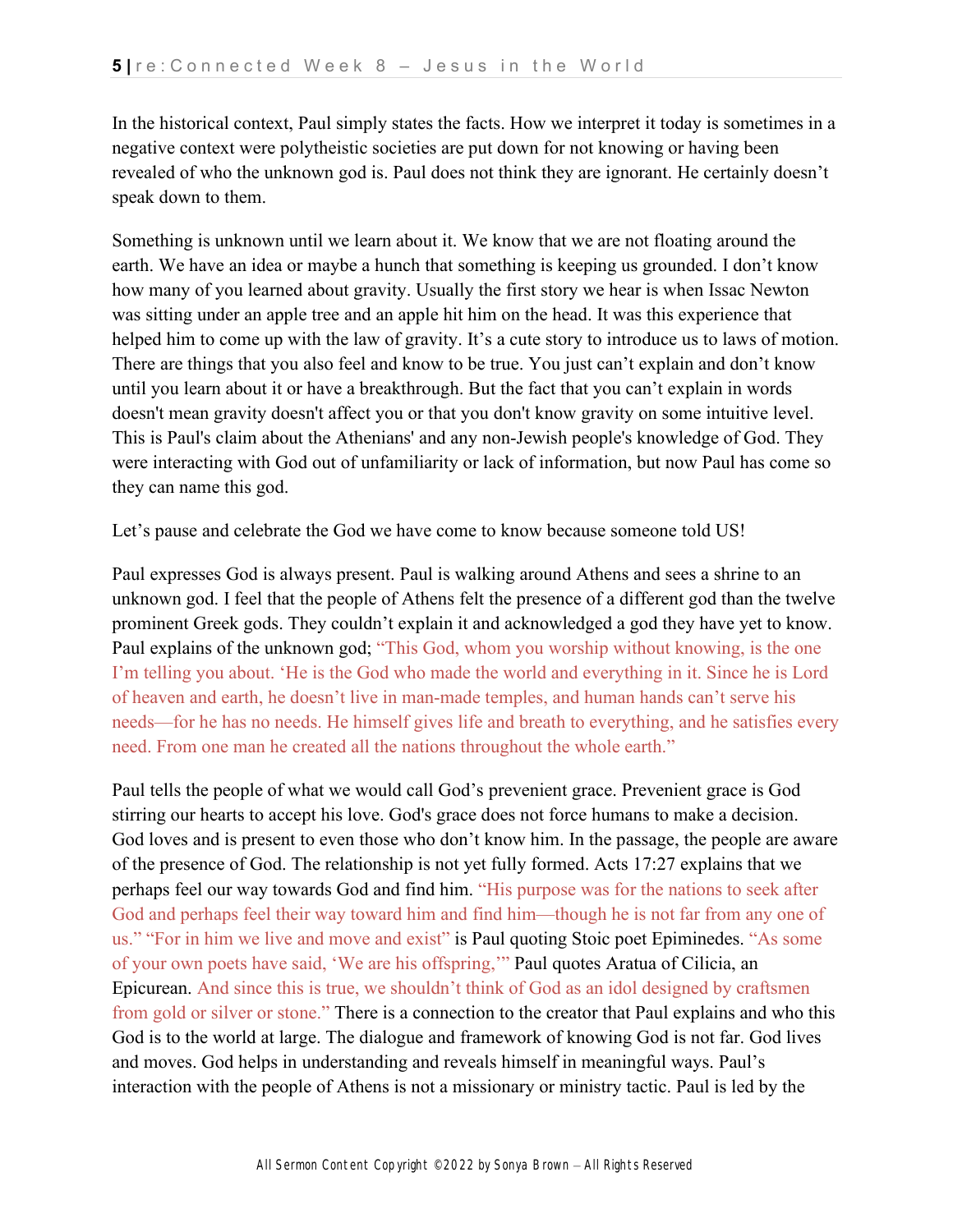In the historical context, Paul simply states the facts. How we interpret it today is sometimes in a negative context were polytheistic societies are put down for not knowing or having been revealed of who the unknown god is. Paul does not think they are ignorant. He certainly doesn't speak down to them.

Something is unknown until we learn about it. We know that we are not floating around the earth. We have an idea or maybe a hunch that something is keeping us grounded. I don't know how many of you learned about gravity. Usually the first story we hear is when Issac Newton was sitting under an apple tree and an apple hit him on the head. It was this experience that helped him to come up with the law of gravity. It's a cute story to introduce us to laws of motion. There are things that you also feel and know to be true. You just can't explain and don't know until you learn about it or have a breakthrough. But the fact that you can't explain in words doesn't mean gravity doesn't affect you or that you don't know gravity on some intuitive level. This is Paul's claim about the Athenians' and any non-Jewish people's knowledge of God. They were interacting with God out of unfamiliarity or lack of information, but now Paul has come so they can name this god.

Let's pause and celebrate the God we have come to know because someone told US!

Paul expresses God is always present. Paul is walking around Athens and sees a shrine to an unknown god. I feel that the people of Athens felt the presence of a different god than the twelve prominent Greek gods. They couldn't explain it and acknowledged a god they have yet to know. Paul explains of the unknown god; "This God, whom you worship without knowing, is the one I'm telling you about. 'He is the God who made the world and everything in it. Since he is Lord of heaven and earth, he doesn't live in man-made temples, and human hands can't serve his needs—for he has no needs. He himself gives life and breath to everything, and he satisfies every need. From one man he created all the nations throughout the whole earth."

Paul tells the people of what we would call God's prevenient grace. Prevenient grace is God stirring our hearts to accept his love. God's grace does not force humans to make a decision. God loves and is present to even those who don't know him. In the passage, the people are aware of the presence of God. The relationship is not yet fully formed. Acts 17:27 explains that we perhaps feel our way towards God and find him. "His purpose was for the nations to seek after God and perhaps feel their way toward him and find him—though he is not far from any one of us." "For in him we live and move and exist" is Paul quoting Stoic poet Epiminedes. "As some of your own poets have said, 'We are his offspring,'" Paul quotes Aratua of Cilicia, an Epicurean. And since this is true, we shouldn't think of God as an idol designed by craftsmen from gold or silver or stone." There is a connection to the creator that Paul explains and who this God is to the world at large. The dialogue and framework of knowing God is not far. God lives and moves. God helps in understanding and reveals himself in meaningful ways. Paul's interaction with the people of Athens is not a missionary or ministry tactic. Paul is led by the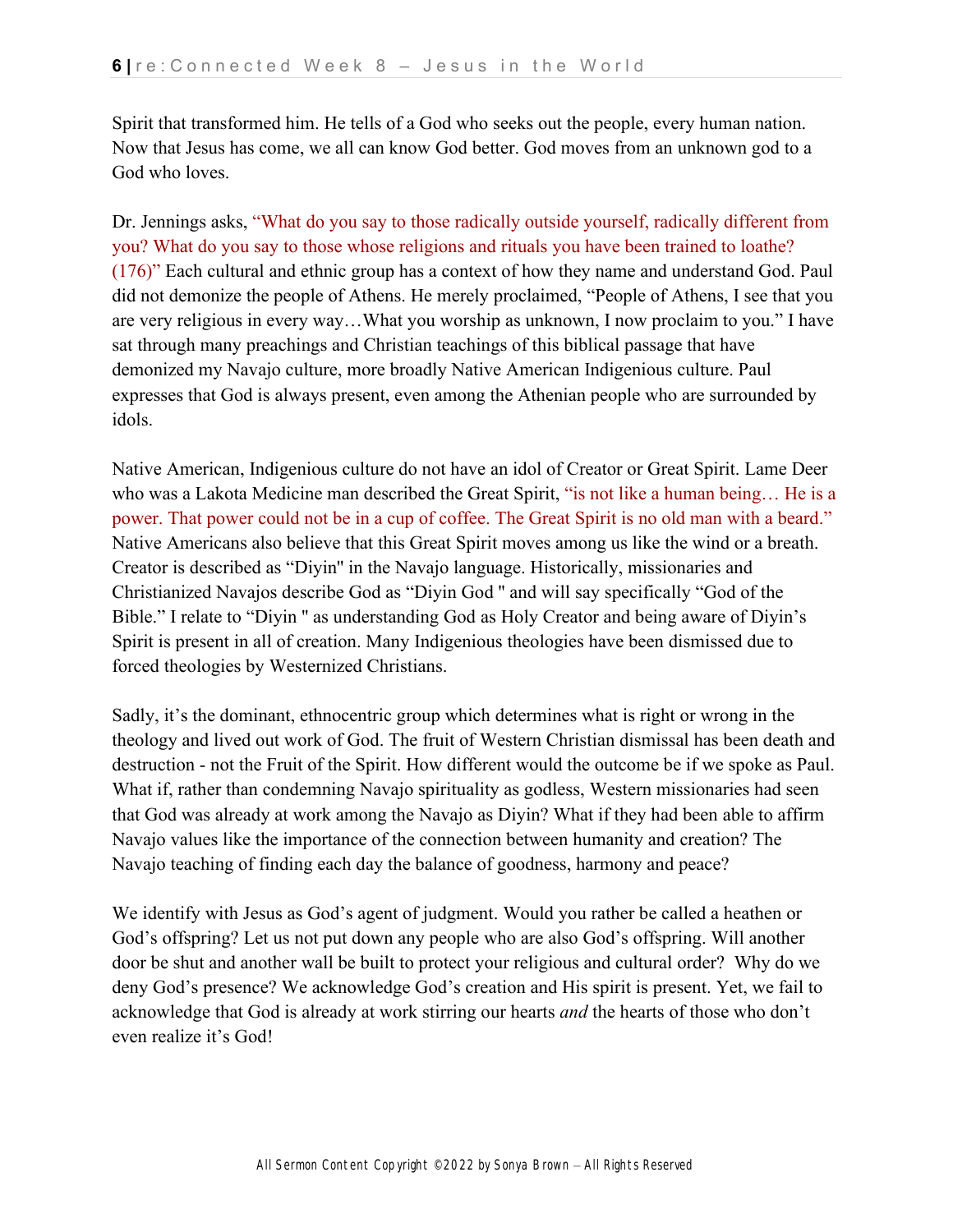Spirit that transformed him. He tells of a God who seeks out the people, every human nation. Now that Jesus has come, we all can know God better. God moves from an unknown god to a God who loves.

Dr. Jennings asks, "What do you say to those radically outside yourself, radically different from you? What do you say to those whose religions and rituals you have been trained to loathe? (176)" Each cultural and ethnic group has a context of how they name and understand God. Paul did not demonize the people of Athens. He merely proclaimed, "People of Athens, I see that you are very religious in every way…What you worship as unknown, I now proclaim to you." I have sat through many preachings and Christian teachings of this biblical passage that have demonized my Navajo culture, more broadly Native American Indigenious culture. Paul expresses that God is always present, even among the Athenian people who are surrounded by idols.

Native American, Indigenious culture do not have an idol of Creator or Great Spirit. Lame Deer who was a Lakota Medicine man described the Great Spirit, "is not like a human being… He is a power. That power could not be in a cup of coffee. The Great Spirit is no old man with a beard." Native Americans also believe that this Great Spirit moves among us like the wind or a breath. Creator is described as "Diyin" in the Navajo language. Historically, missionaries and Christianized Navajos describe God as "Diyin God " and will say specifically "God of the Bible." I relate to "Diyin " as understanding God as Holy Creator and being aware of Diyin's Spirit is present in all of creation. Many Indigenious theologies have been dismissed due to forced theologies by Westernized Christians.

Sadly, it's the dominant, ethnocentric group which determines what is right or wrong in the theology and lived out work of God. The fruit of Western Christian dismissal has been death and destruction - not the Fruit of the Spirit. How different would the outcome be if we spoke as Paul. What if, rather than condemning Navajo spirituality as godless, Western missionaries had seen that God was already at work among the Navajo as Diyin? What if they had been able to affirm Navajo values like the importance of the connection between humanity and creation? The Navajo teaching of finding each day the balance of goodness, harmony and peace?

We identify with Jesus as God's agent of judgment. Would you rather be called a heathen or God's offspring? Let us not put down any people who are also God's offspring. Will another door be shut and another wall be built to protect your religious and cultural order? Why do we deny God's presence? We acknowledge God's creation and His spirit is present. Yet, we fail to acknowledge that God is already at work stirring our hearts *and* the hearts of those who don't even realize it's God!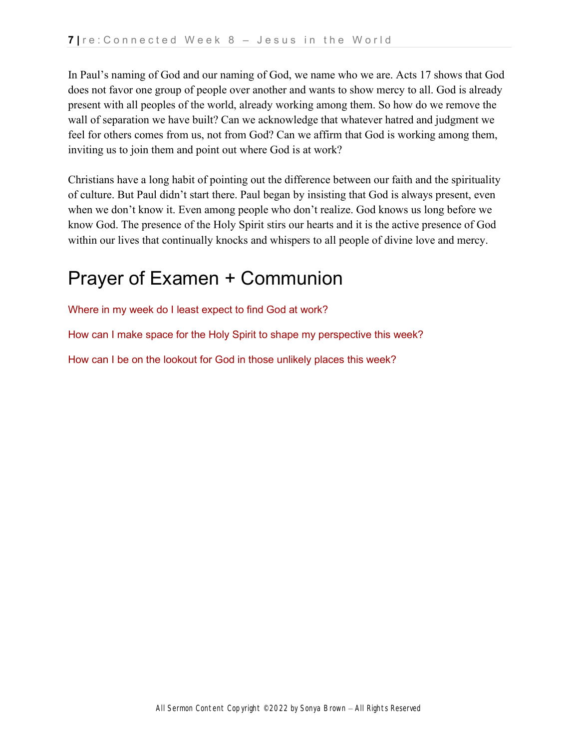In Paul's naming of God and our naming of God, we name who we are. Acts 17 shows that God does not favor one group of people over another and wants to show mercy to all. God is already present with all peoples of the world, already working among them. So how do we remove the wall of separation we have built? Can we acknowledge that whatever hatred and judgment we feel for others comes from us, not from God? Can we affirm that God is working among them, inviting us to join them and point out where God is at work?

Christians have a long habit of pointing out the difference between our faith and the spirituality of culture. But Paul didn't start there. Paul began by insisting that God is always present, even when we don't know it. Even among people who don't realize. God knows us long before we know God. The presence of the Holy Spirit stirs our hearts and it is the active presence of God within our lives that continually knocks and whispers to all people of divine love and mercy.

# Prayer of Examen + Communion

Where in my week do I least expect to find God at work?

How can I make space for the Holy Spirit to shape my perspective this week?

How can I be on the lookout for God in those unlikely places this week?

All Sermon Content Copyright ©2022 by Sonya Brown – All Rights Reserved